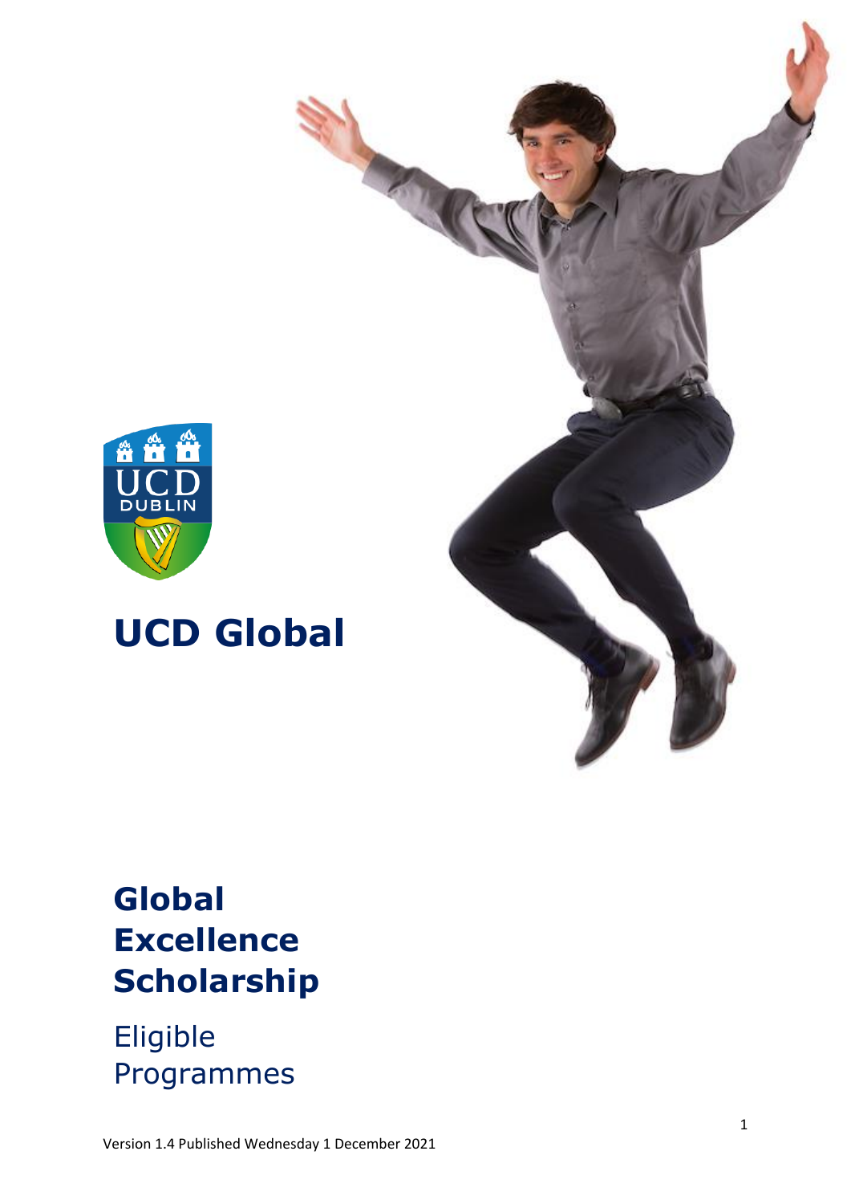# UCD Global

## Global Excellence Scholarship

Eligible Programmes

Version 1.4 Published Wednesday 1 December 2021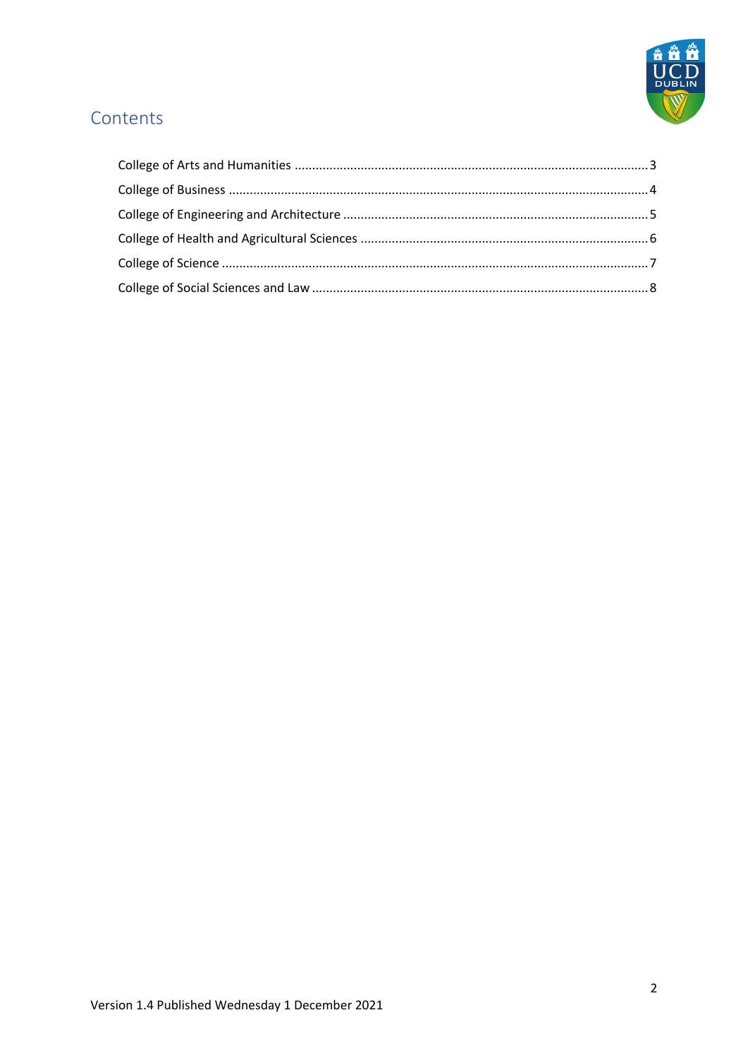# Contents

- College of Arts and Humanities ..... 3
- College of Business ..... 4
- College of Engineering and Architecture ..... 5
- College of Health and Agricultural Sciences ..... 6
- College of Science ..... 7
- College of Social Sciences and Law ..... 8

Version 1.4 Published Wednesday 1 December 2021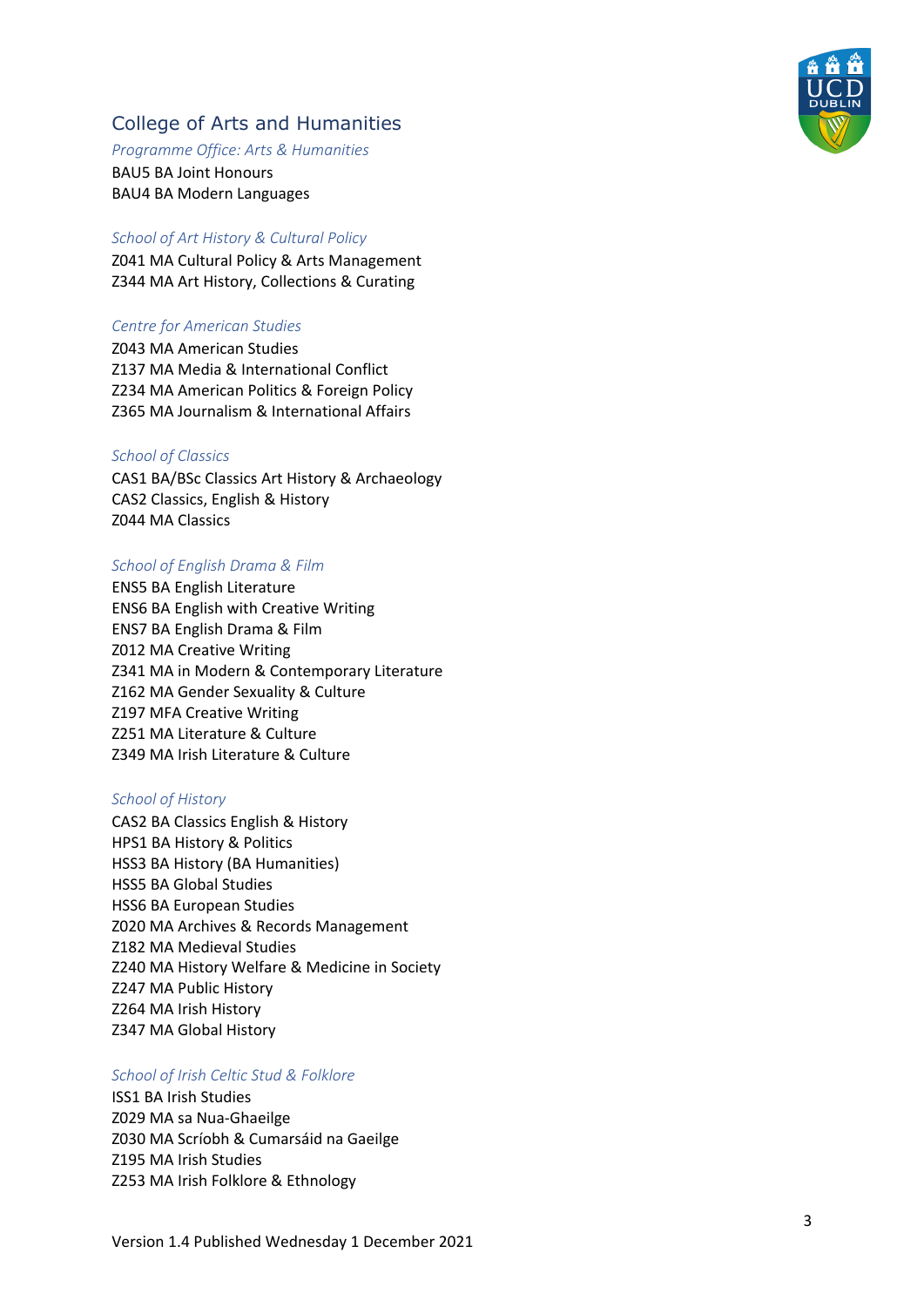## College of Arts and Humanities

*Programme Office: Arts & Humanities*

BAU5 BA Joint Honours
BAU4 BA Modern Languages

*School of Art History & Cultural Policy*

Z041 MA Cultural Policy & Arts Management
Z344 MA Art History, Collections & Curating

*Centre for American Studies*

Z043 MA American Studies
Z137 MA Media & International Conflict
Z234 MA American Politics & Foreign Policy
Z365 MA Journalism & International Affairs

*School of Classics*

CAS1 BA/BSc Classics Art History & Archaeology
CAS2 Classics, English & History
Z044 MA Classics

*School of English Drama & Film*

ENS5 BA English Literature
ENS6 BA English with Creative Writing
ENS7 BA English Drama & Film
Z012 MA Creative Writing
Z341 MA in Modern & Contemporary Literature
Z162 MA Gender Sexuality & Culture
Z197 MFA Creative Writing
Z251 MA Literature & Culture
Z349 MA Irish Literature & Culture

*School of History*

CAS2 BA Classics English & History
HPS1 BA History & Politics
HSS3 BA History (BA Humanities)
HSS5 BA Global Studies
HSS6 BA European Studies
Z020 MA Archives & Records Management
Z182 MA Medieval Studies
Z240 MA History Welfare & Medicine in Society
Z247 MA Public History
Z264 MA Irish History
Z347 MA Global History

*School of Irish Celtic Stud & Folklore*

ISS1 BA Irish Studies
Z029 MA sa Nua-Ghaeilge
Z030 MA Scríobh & Cumarsáid na Gaeilge
Z195 MA Irish Studies
Z253 MA Irish Folklore & Ethnology

Version 1.4 Published Wednesday 1 December 2021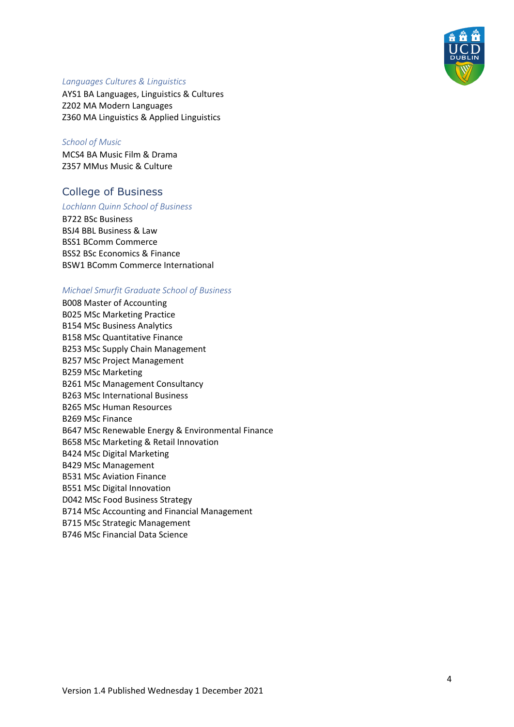### *Languages Cultures & Linguistics*

AYS1 BA Languages, Linguistics & Cultures
Z202 MA Modern Languages
Z360 MA Linguistics & Applied Linguistics

### *School of Music*

MCS4 BA Music Film & Drama
Z357 MMus Music & Culture

## College of Business

### *Lochlann Quinn School of Business*

B722 BSc Business
BSJ4 BBL Business & Law
BSS1 BComm Commerce
BSS2 BSc Economics & Finance
BSW1 BComm Commerce International

### *Michael Smurfit Graduate School of Business*

B008 Master of Accounting
B025 MSc Marketing Practice
B154 MSc Business Analytics
B158 MSc Quantitative Finance
B253 MSc Supply Chain Management
B257 MSc Project Management
B259 MSc Marketing
B261 MSc Management Consultancy
B263 MSc International Business
B265 MSc Human Resources
B269 MSc Finance
B647 MSc Renewable Energy & Environmental Finance
B658 MSc Marketing & Retail Innovation
B424 MSc Digital Marketing
B429 MSc Management
B531 MSc Aviation Finance
B551 MSc Digital Innovation
D042 MSc Food Business Strategy
B714 MSc Accounting and Financial Management
B715 MSc Strategic Management
B746 MSc Financial Data Science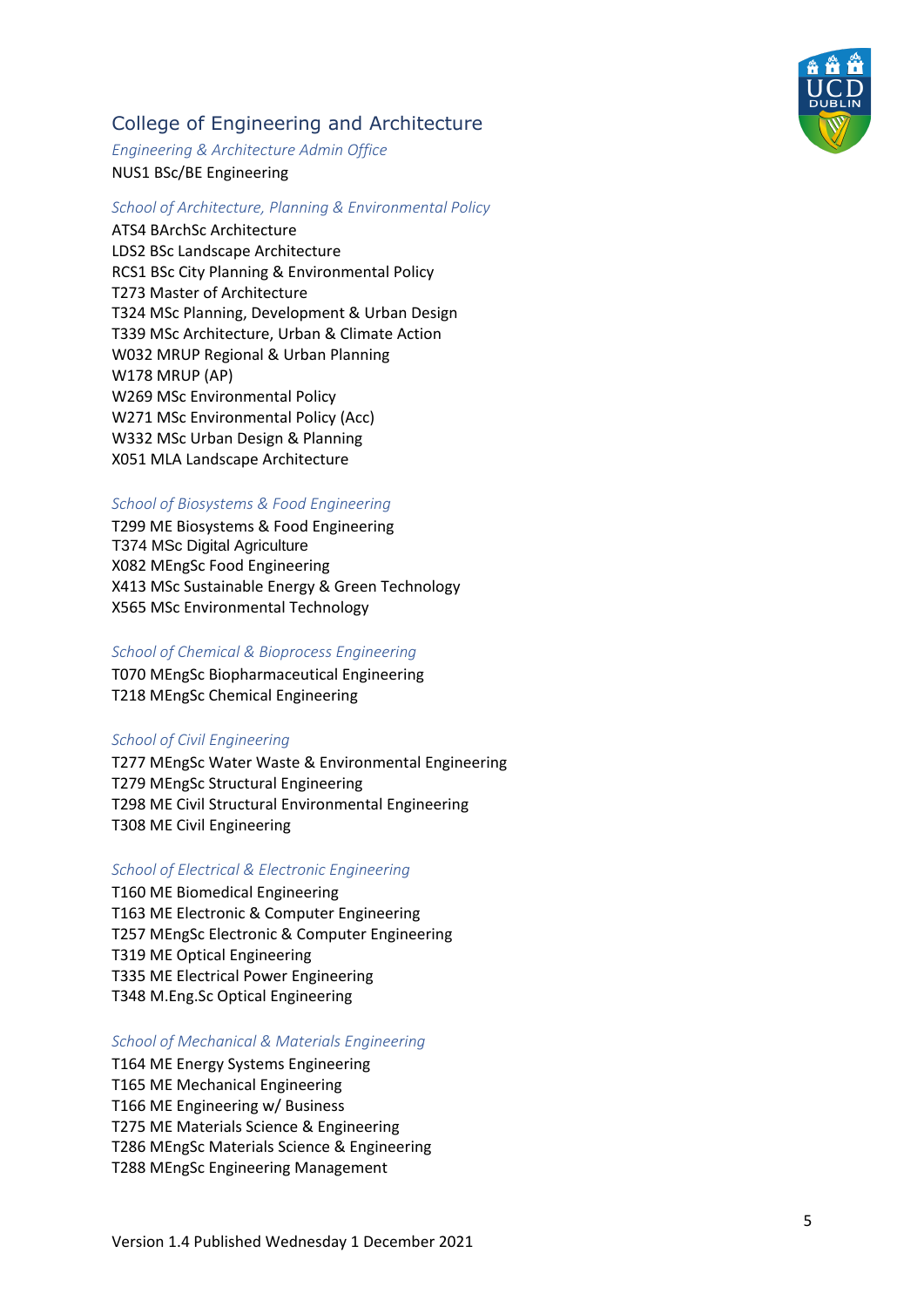## College of Engineering and Architecture

*Engineering & Architecture Admin Office*

NUS1 BSc/BE Engineering

*School of Architecture, Planning & Environmental Policy*

ATS4 BArchSc Architecture
LDS2 BSc Landscape Architecture
RCS1 BSc City Planning & Environmental Policy
T273 Master of Architecture
T324 MSc Planning, Development & Urban Design
T339 MSc Architecture, Urban & Climate Action
W032 MRUP Regional & Urban Planning
W178 MRUP (AP)
W269 MSc Environmental Policy
W271 MSc Environmental Policy (Acc)
W332 MSc Urban Design & Planning
X051 MLA Landscape Architecture

*School of Biosystems & Food Engineering*

T299 ME Biosystems & Food Engineering
T374 MSc Digital Agriculture
X082 MEngSc Food Engineering
X413 MSc Sustainable Energy & Green Technology
X565 MSc Environmental Technology

*School of Chemical & Bioprocess Engineering*

T070 MEngSc Biopharmaceutical Engineering
T218 MEngSc Chemical Engineering

*School of Civil Engineering*

T277 MEngSc Water Waste & Environmental Engineering
T279 MEngSc Structural Engineering
T298 ME Civil Structural Environmental Engineering
T308 ME Civil Engineering

*School of Electrical & Electronic Engineering*

T160 ME Biomedical Engineering
T163 ME Electronic & Computer Engineering
T257 MEngSc Electronic & Computer Engineering
T319 ME Optical Engineering
T335 ME Electrical Power Engineering
T348 M.Eng.Sc Optical Engineering

*School of Mechanical & Materials Engineering*

T164 ME Energy Systems Engineering
T165 ME Mechanical Engineering
T166 ME Engineering w/ Business
T275 ME Materials Science & Engineering
T286 MEngSc Materials Science & Engineering
T288 MEngSc Engineering Management

Version 1.4 Published Wednesday 1 December 2021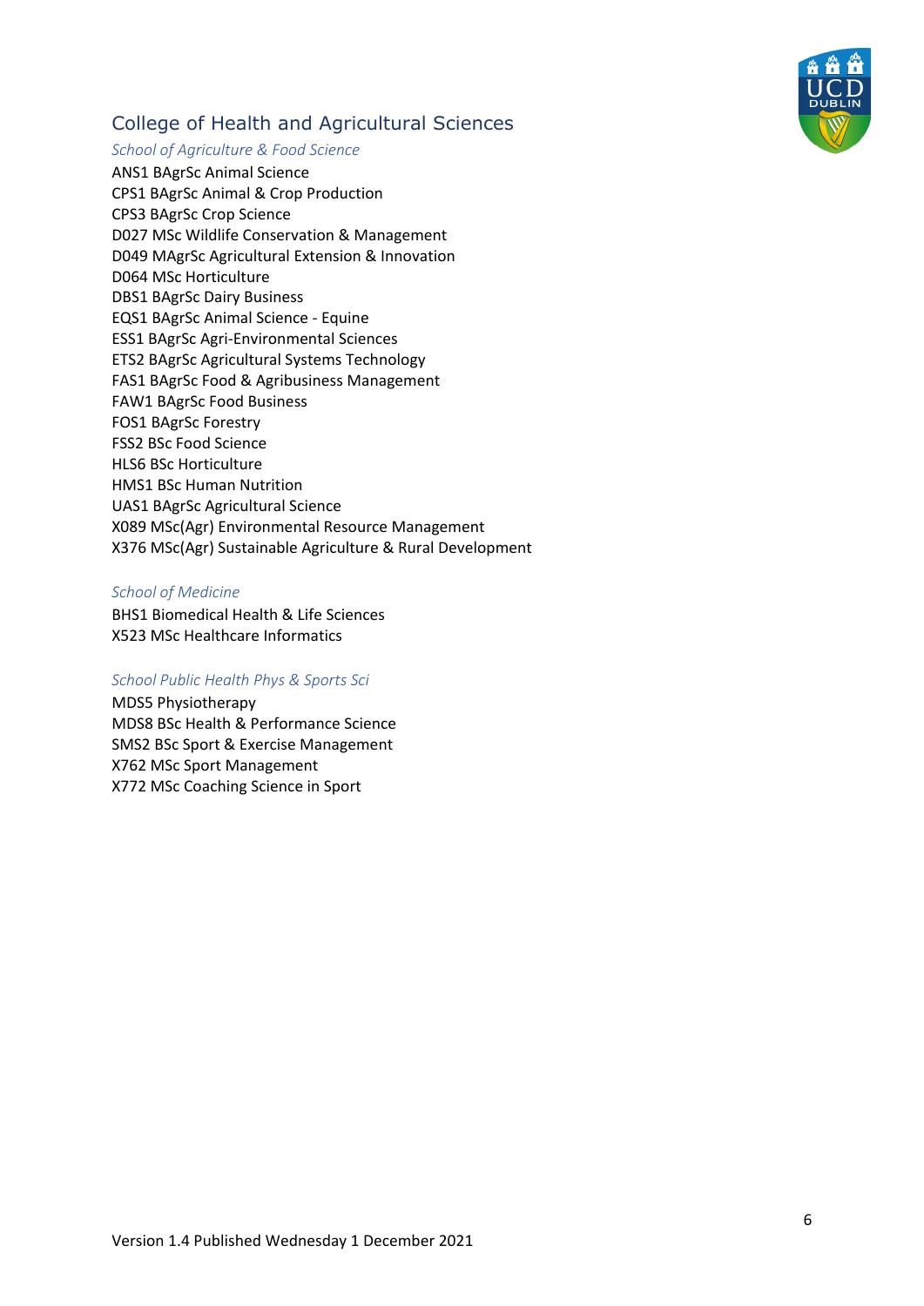## College of Health and Agricultural Sciences

*School of Agriculture & Food Science*

ANS1 BAgrSc Animal Science
CPS1 BAgrSc Animal & Crop Production
CPS3 BAgrSc Crop Science
D027 MSc Wildlife Conservation & Management
D049 MAgrSc Agricultural Extension & Innovation
D064 MSc Horticulture
DBS1 BAgrSc Dairy Business
EQS1 BAgrSc Animal Science - Equine
ESS1 BAgrSc Agri-Environmental Sciences
ETS2 BAgrSc Agricultural Systems Technology
FAS1 BAgrSc Food & Agribusiness Management
FAW1 BAgrSc Food Business
FOS1 BAgrSc Forestry
FSS2 BSc Food Science
HLS6 BSc Horticulture
HMS1 BSc Human Nutrition
UAS1 BAgrSc Agricultural Science
X089 MSc(Agr) Environmental Resource Management
X376 MSc(Agr) Sustainable Agriculture & Rural Development

*School of Medicine*

BHS1 Biomedical Health & Life Sciences
X523 MSc Healthcare Informatics

*School Public Health Phys & Sports Sci*

MDS5 Physiotherapy
MDS8 BSc Health & Performance Science
SMS2 BSc Sport & Exercise Management
X762 MSc Sport Management
X772 MSc Coaching Science in Sport

Version 1.4 Published Wednesday 1 December 2021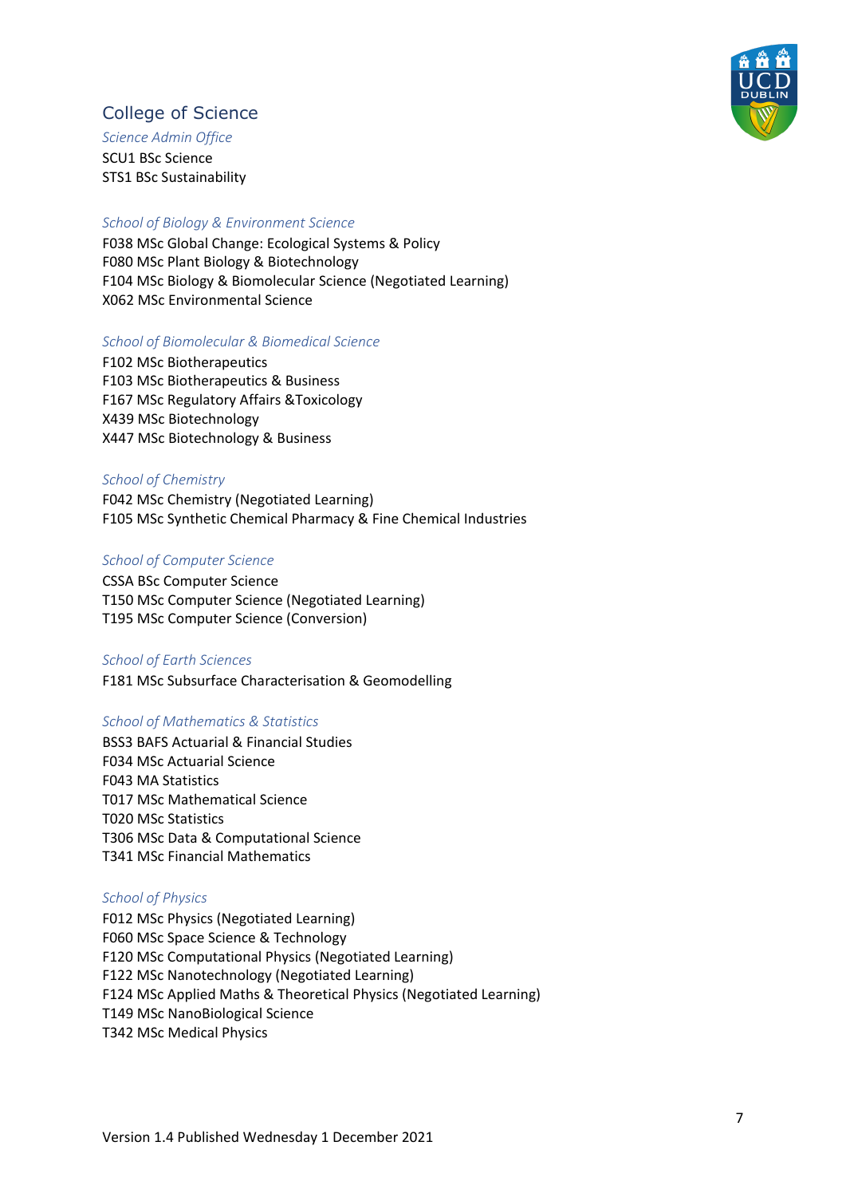## College of Science

*Science Admin Office*

SCU1 BSc Science
STS1 BSc Sustainability

*School of Biology & Environment Science*

F038 MSc Global Change: Ecological Systems & Policy
F080 MSc Plant Biology & Biotechnology
F104 MSc Biology & Biomolecular Science (Negotiated Learning)
X062 MSc Environmental Science

*School of Biomolecular & Biomedical Science*

F102 MSc Biotherapeutics
F103 MSc Biotherapeutics & Business
F167 MSc Regulatory Affairs &Toxicology
X439 MSc Biotechnology
X447 MSc Biotechnology & Business

*School of Chemistry*

F042 MSc Chemistry (Negotiated Learning)
F105 MSc Synthetic Chemical Pharmacy & Fine Chemical Industries

*School of Computer Science*

CSSA BSc Computer Science
T150 MSc Computer Science (Negotiated Learning)
T195 MSc Computer Science (Conversion)

*School of Earth Sciences*

F181 MSc Subsurface Characterisation & Geomodelling

*School of Mathematics & Statistics*

BSS3 BAFS Actuarial & Financial Studies
F034 MSc Actuarial Science
F043 MA Statistics
T017 MSc Mathematical Science
T020 MSc Statistics
T306 MSc Data & Computational Science
T341 MSc Financial Mathematics

*School of Physics*

F012 MSc Physics (Negotiated Learning)
F060 MSc Space Science & Technology
F120 MSc Computational Physics (Negotiated Learning)
F122 MSc Nanotechnology (Negotiated Learning)
F124 MSc Applied Maths & Theoretical Physics (Negotiated Learning)
T149 MSc NanoBiological Science
T342 MSc Medical Physics

Version 1.4 Published Wednesday 1 December 2021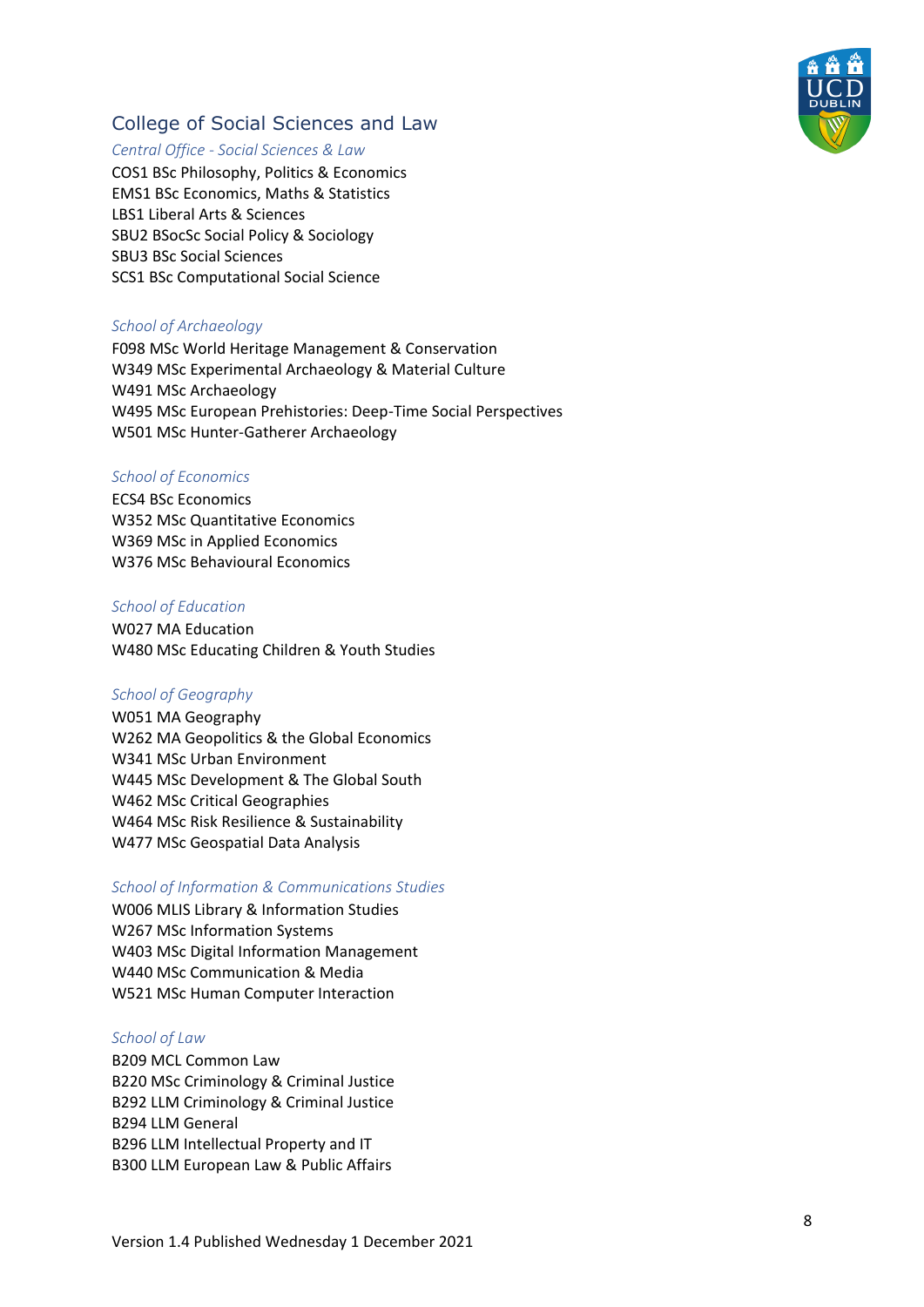## College of Social Sciences and Law

*Central Office - Social Sciences & Law*

COS1 BSc Philosophy, Politics & Economics
EMS1 BSc Economics, Maths & Statistics
LBS1 Liberal Arts & Sciences
SBU2 BSocSc Social Policy & Sociology
SBU3 BSc Social Sciences
SCS1 BSc Computational Social Science

*School of Archaeology*

F098 MSc World Heritage Management & Conservation
W349 MSc Experimental Archaeology & Material Culture
W491 MSc Archaeology
W495 MSc European Prehistories: Deep-Time Social Perspectives
W501 MSc Hunter-Gatherer Archaeology

*School of Economics*

ECS4 BSc Economics
W352 MSc Quantitative Economics
W369 MSc in Applied Economics
W376 MSc Behavioural Economics

*School of Education*

W027 MA Education
W480 MSc Educating Children & Youth Studies

*School of Geography*

W051 MA Geography
W262 MA Geopolitics & the Global Economics
W341 MSc Urban Environment
W445 MSc Development & The Global South
W462 MSc Critical Geographies
W464 MSc Risk Resilience & Sustainability
W477 MSc Geospatial Data Analysis

*School of Information & Communications Studies*

W006 MLIS Library & Information Studies
W267 MSc Information Systems
W403 MSc Digital Information Management
W440 MSc Communication & Media
W521 MSc Human Computer Interaction

*School of Law*

B209 MCL Common Law
B220 MSc Criminology & Criminal Justice
B292 LLM Criminology & Criminal Justice
B294 LLM General
B296 LLM Intellectual Property and IT
B300 LLM European Law & Public Affairs

Version 1.4 Published Wednesday 1 December 2021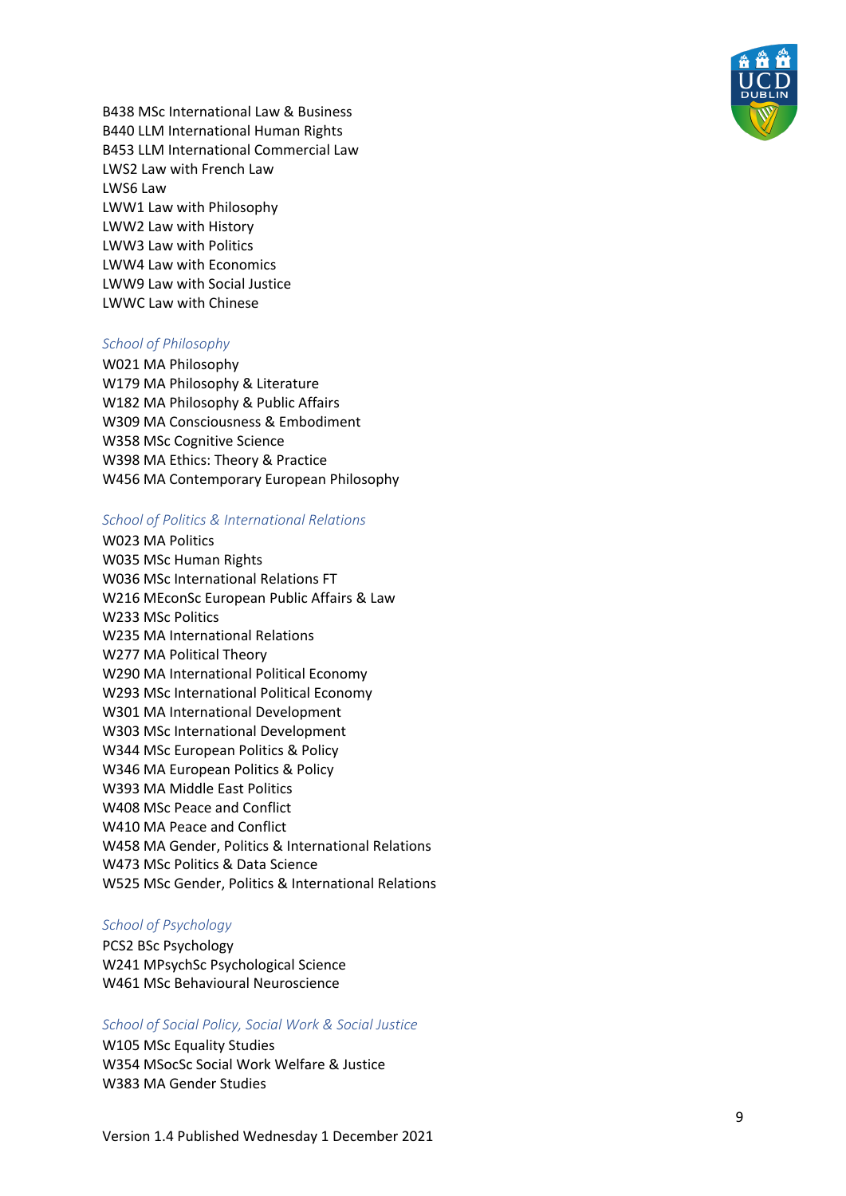B438 MSc International Law & Business
B440 LLM International Human Rights
B453 LLM International Commercial Law
LWS2 Law with French Law
LWS6 Law
LWW1 Law with Philosophy
LWW2 Law with History
LWW3 Law with Politics
LWW4 Law with Economics
LWW9 Law with Social Justice
LWWC Law with Chinese

*School of Philosophy*

W021 MA Philosophy
W179 MA Philosophy & Literature
W182 MA Philosophy & Public Affairs
W309 MA Consciousness & Embodiment
W358 MSc Cognitive Science
W398 MA Ethics: Theory & Practice
W456 MA Contemporary European Philosophy

*School of Politics & International Relations*

W023 MA Politics
W035 MSc Human Rights
W036 MSc International Relations FT
W216 MEconSc European Public Affairs & Law
W233 MSc Politics
W235 MA International Relations
W277 MA Political Theory
W290 MA International Political Economy
W293 MSc International Political Economy
W301 MA International Development
W303 MSc International Development
W344 MSc European Politics & Policy
W346 MA European Politics & Policy
W393 MA Middle East Politics
W408 MSc Peace and Conflict
W410 MA Peace and Conflict
W458 MA Gender, Politics & International Relations
W473 MSc Politics & Data Science
W525 MSc Gender, Politics & International Relations

*School of Psychology*

PCS2 BSc Psychology
W241 MPsychSc Psychological Science
W461 MSc Behavioural Neuroscience

*School of Social Policy, Social Work & Social Justice*

W105 MSc Equality Studies
W354 MSocSc Social Work Welfare & Justice
W383 MA Gender Studies

Version 1.4 Published Wednesday 1 December 2021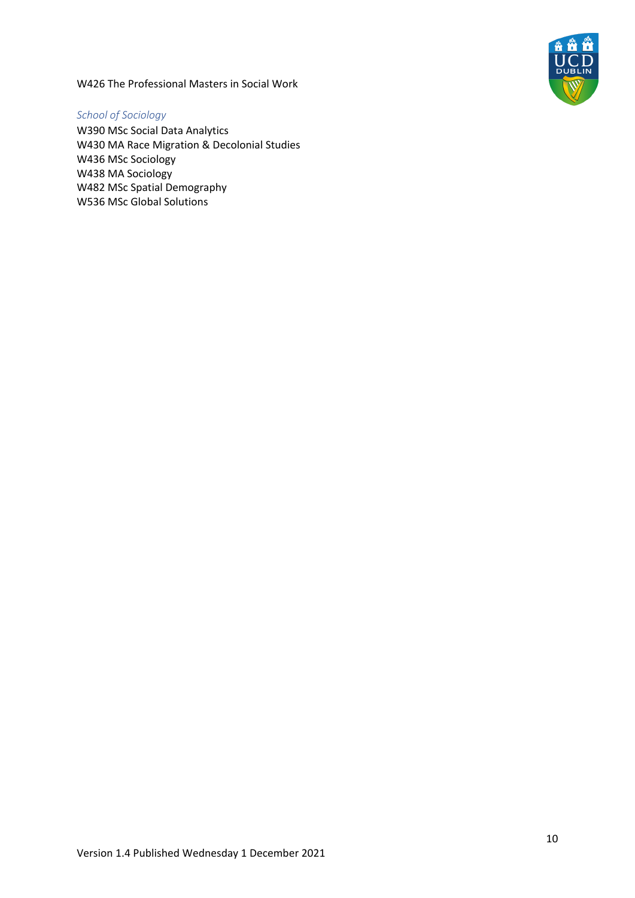W426 The Professional Masters in Social Work

*School of Sociology*

W390 MSc Social Data Analytics
W430 MA Race Migration & Decolonial Studies
W436 MSc Sociology
W438 MA Sociology
W482 MSc Spatial Demography
W536 MSc Global Solutions